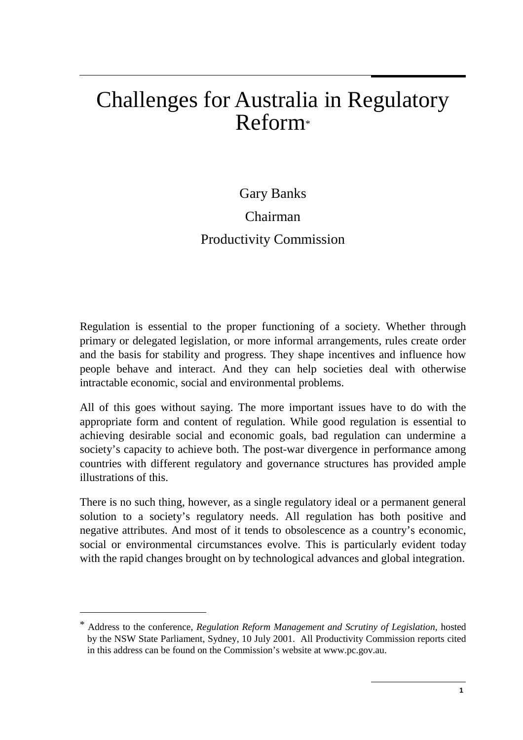# Challenges for Australia in Regulatory Reform*

Gary Banks

Chairman

Productivity Commission

Regulation is essential to the proper functioning of a society. Whether through primary or delegated legislation, or more informal arrangements, rules create order and the basis for stability and progress. They shape incentives and influence how people behave and interact. And they can help societies deal with otherwise intractable economic, social and environmental problems.

All of this goes without saying. The more important issues have to do with the appropriate form and content of regulation. While good regulation is essential to achieving desirable social and economic goals, bad regulation can undermine a society's capacity to achieve both. The post-war divergence in performance among countries with different regulatory and governance structures has provided ample illustrations of this.

There is no such thing, however, as a single regulatory ideal or a permanent general solution to a society's regulatory needs. All regulation has both positive and negative attributes. And most of it tends to obsolescence as a country's economic, social or environmental circumstances evolve. This is particularly evident today with the rapid changes brought on by technological advances and global integration.

---

* Address to the conference, *Regulation Reform Management and Scrutiny of Legislation*, hosted by the NSW State Parliament, Sydney, 10 July 2001. All Productivity Commission reports cited in this address can be found on the Commission's website at www.pc.gov.au.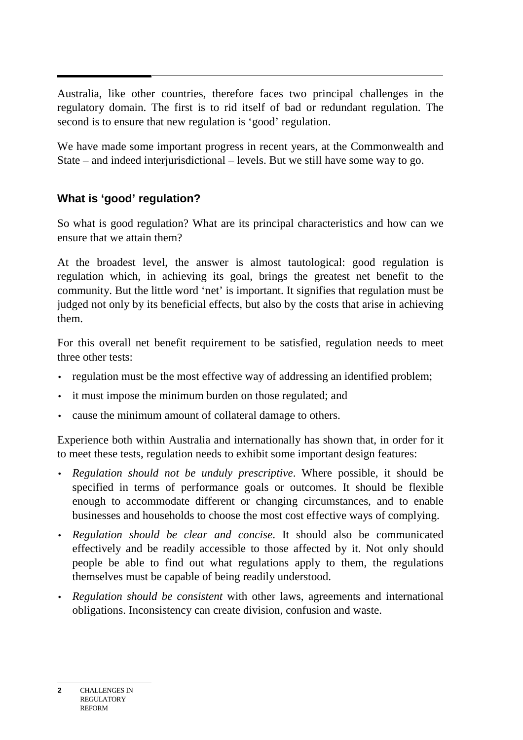Australia, like other countries, therefore faces two principal challenges in the regulatory domain. The first is to rid itself of bad or redundant regulation. The second is to ensure that new regulation is 'good' regulation.

We have made some important progress in recent years, at the Commonwealth and State – and indeed interjurisdictional – levels. But we still have some way to go.

## What is 'good' regulation?

So what is good regulation? What are its principal characteristics and how can we ensure that we attain them?

At the broadest level, the answer is almost tautological: good regulation is regulation which, in achieving its goal, brings the greatest net benefit to the community. But the little word 'net' is important. It signifies that regulation must be judged not only by its beneficial effects, but also by the costs that arise in achieving them.

For this overall net benefit requirement to be satisfied, regulation needs to meet three other tests:

- regulation must be the most effective way of addressing an identified problem;
- it must impose the minimum burden on those regulated; and
- cause the minimum amount of collateral damage to others.

Experience both within Australia and internationally has shown that, in order for it to meet these tests, regulation needs to exhibit some important design features:

- *Regulation should not be unduly prescriptive*. Where possible, it should be specified in terms of performance goals or outcomes. It should be flexible enough to accommodate different or changing circumstances, and to enable businesses and households to choose the most cost effective ways of complying.
- *Regulation should be clear and concise*. It should also be communicated effectively and be readily accessible to those affected by it. Not only should people be able to find out what regulations apply to them, the regulations themselves must be capable of being readily understood.
- *Regulation should be consistent* with other laws, agreements and international obligations. Inconsistency can create division, confusion and waste.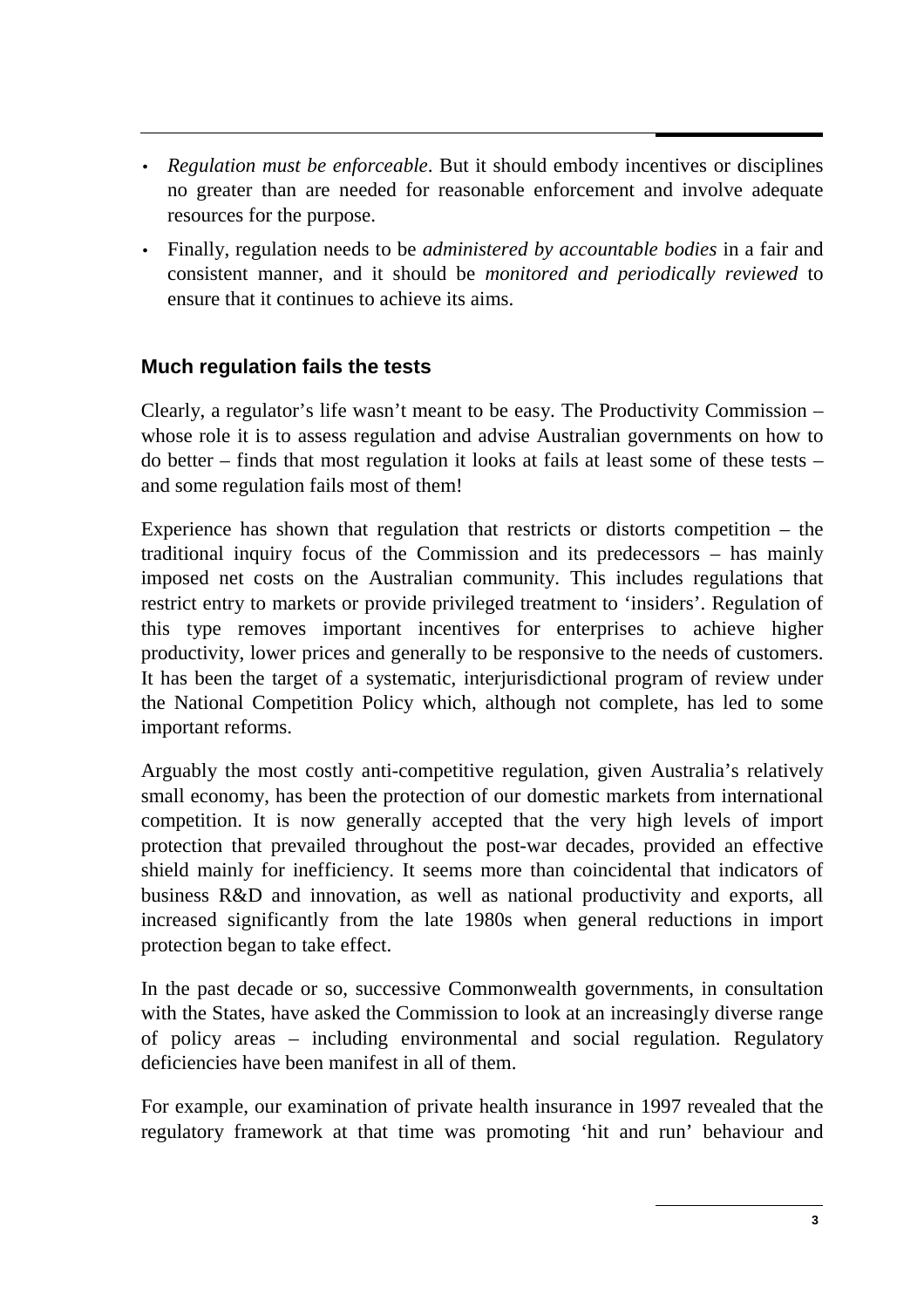- *Regulation must be enforceable*. But it should embody incentives or disciplines no greater than are needed for reasonable enforcement and involve adequate resources for the purpose.
- Finally, regulation needs to be *administered by accountable bodies* in a fair and consistent manner, and it should be *monitored and periodically reviewed* to ensure that it continues to achieve its aims.

### Much regulation fails the tests

Clearly, a regulator's life wasn't meant to be easy. The Productivity Commission – whose role it is to assess regulation and advise Australian governments on how to do better – finds that most regulation it looks at fails at least some of these tests – and some regulation fails most of them!

Experience has shown that regulation that restricts or distorts competition – the traditional inquiry focus of the Commission and its predecessors – has mainly imposed net costs on the Australian community. This includes regulations that restrict entry to markets or provide privileged treatment to 'insiders'. Regulation of this type removes important incentives for enterprises to achieve higher productivity, lower prices and generally to be responsive to the needs of customers. It has been the target of a systematic, interjurisdictional program of review under the National Competition Policy which, although not complete, has led to some important reforms.

Arguably the most costly anti-competitive regulation, given Australia's relatively small economy, has been the protection of our domestic markets from international competition. It is now generally accepted that the very high levels of import protection that prevailed throughout the post-war decades, provided an effective shield mainly for inefficiency. It seems more than coincidental that indicators of business R&D and innovation, as well as national productivity and exports, all increased significantly from the late 1980s when general reductions in import protection began to take effect.

In the past decade or so, successive Commonwealth governments, in consultation with the States, have asked the Commission to look at an increasingly diverse range of policy areas – including environmental and social regulation. Regulatory deficiencies have been manifest in all of them.

For example, our examination of private health insurance in 1997 revealed that the regulatory framework at that time was promoting 'hit and run' behaviour and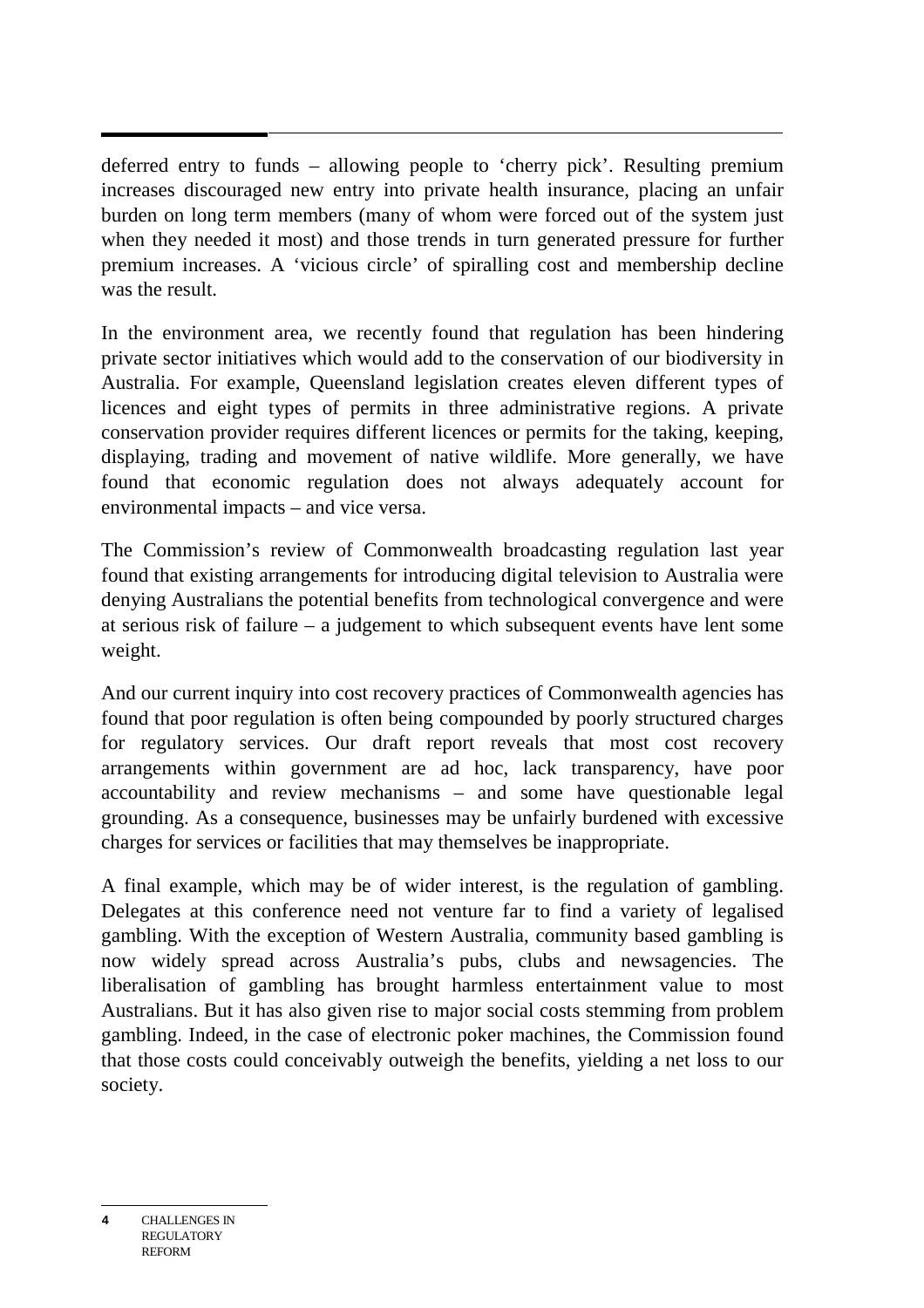deferred entry to funds – allowing people to 'cherry pick'. Resulting premium increases discouraged new entry into private health insurance, placing an unfair burden on long term members (many of whom were forced out of the system just when they needed it most) and those trends in turn generated pressure for further premium increases. A 'vicious circle' of spiralling cost and membership decline was the result.

In the environment area, we recently found that regulation has been hindering private sector initiatives which would add to the conservation of our biodiversity in Australia. For example, Queensland legislation creates eleven different types of licences and eight types of permits in three administrative regions. A private conservation provider requires different licences or permits for the taking, keeping, displaying, trading and movement of native wildlife. More generally, we have found that economic regulation does not always adequately account for environmental impacts – and vice versa.

The Commission's review of Commonwealth broadcasting regulation last year found that existing arrangements for introducing digital television to Australia were denying Australians the potential benefits from technological convergence and were at serious risk of failure – a judgement to which subsequent events have lent some weight.

And our current inquiry into cost recovery practices of Commonwealth agencies has found that poor regulation is often being compounded by poorly structured charges for regulatory services. Our draft report reveals that most cost recovery arrangements within government are ad hoc, lack transparency, have poor accountability and review mechanisms – and some have questionable legal grounding. As a consequence, businesses may be unfairly burdened with excessive charges for services or facilities that may themselves be inappropriate.

A final example, which may be of wider interest, is the regulation of gambling. Delegates at this conference need not venture far to find a variety of legalised gambling. With the exception of Western Australia, community based gambling is now widely spread across Australia's pubs, clubs and newsagencies. The liberalisation of gambling has brought harmless entertainment value to most Australians. But it has also given rise to major social costs stemming from problem gambling. Indeed, in the case of electronic poker machines, the Commission found that those costs could conceivably outweigh the benefits, yielding a net loss to our society.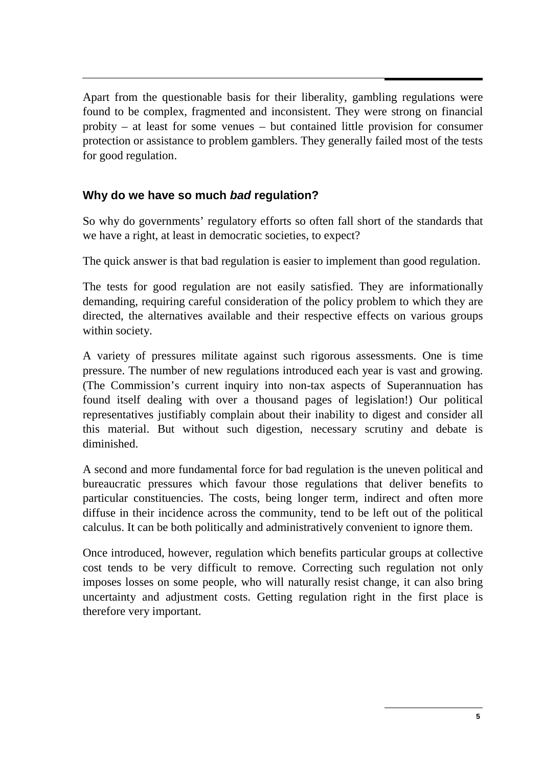Apart from the questionable basis for their liberality, gambling regulations were found to be complex, fragmented and inconsistent. They were strong on financial probity – at least for some venues – but contained little provision for consumer protection or assistance to problem gamblers. They generally failed most of the tests for good regulation.

### Why do we have so much *bad* regulation?

So why do governments' regulatory efforts so often fall short of the standards that we have a right, at least in democratic societies, to expect?

The quick answer is that bad regulation is easier to implement than good regulation.

The tests for good regulation are not easily satisfied. They are informationally demanding, requiring careful consideration of the policy problem to which they are directed, the alternatives available and their respective effects on various groups within society.

A variety of pressures militate against such rigorous assessments. One is time pressure. The number of new regulations introduced each year is vast and growing. (The Commission's current inquiry into non-tax aspects of Superannuation has found itself dealing with over a thousand pages of legislation!) Our political representatives justifiably complain about their inability to digest and consider all this material. But without such digestion, necessary scrutiny and debate is diminished.

A second and more fundamental force for bad regulation is the uneven political and bureaucratic pressures which favour those regulations that deliver benefits to particular constituencies. The costs, being longer term, indirect and often more diffuse in their incidence across the community, tend to be left out of the political calculus. It can be both politically and administratively convenient to ignore them.

Once introduced, however, regulation which benefits particular groups at collective cost tends to be very difficult to remove. Correcting such regulation not only imposes losses on some people, who will naturally resist change, it can also bring uncertainty and adjustment costs. Getting regulation right in the first place is therefore very important.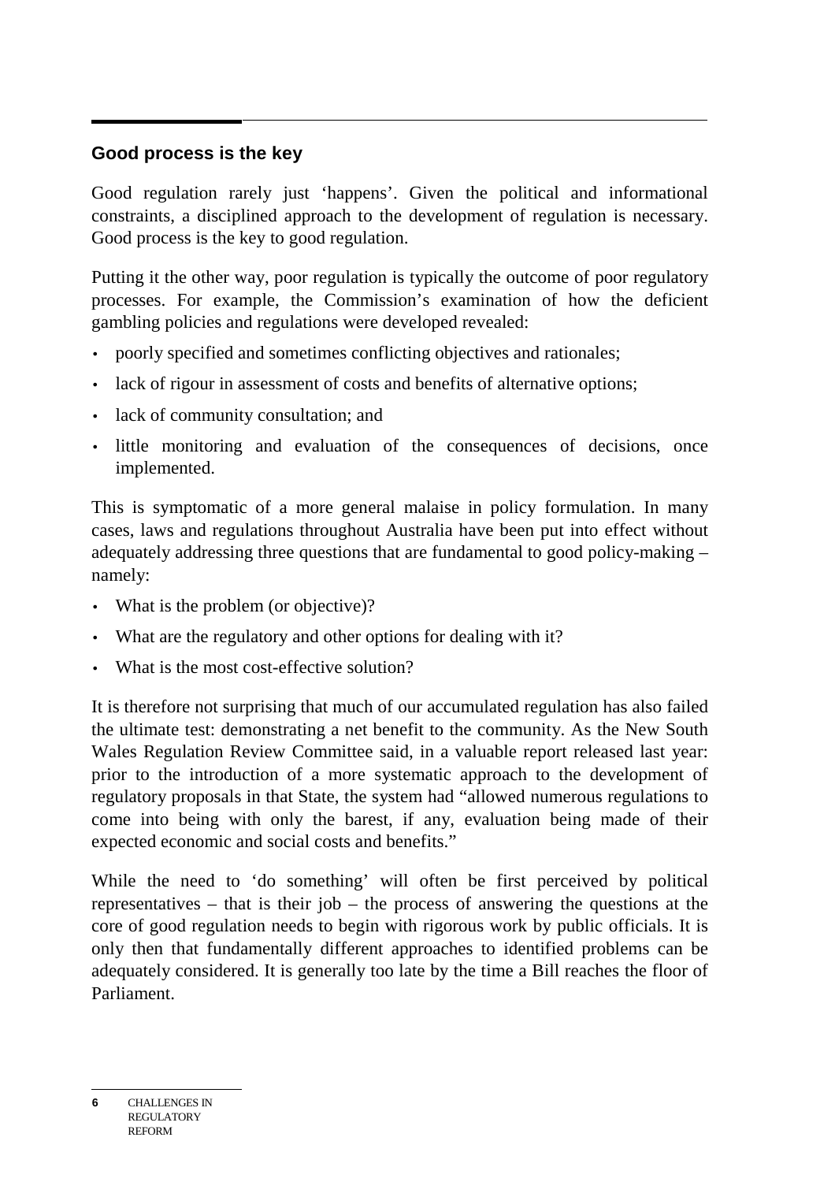## Good process is the key

Good regulation rarely just 'happens'. Given the political and informational constraints, a disciplined approach to the development of regulation is necessary. Good process is the key to good regulation.

Putting it the other way, poor regulation is typically the outcome of poor regulatory processes. For example, the Commission's examination of how the deficient gambling policies and regulations were developed revealed:

- poorly specified and sometimes conflicting objectives and rationales;
- lack of rigour in assessment of costs and benefits of alternative options;
- lack of community consultation; and
- little monitoring and evaluation of the consequences of decisions, once implemented.

This is symptomatic of a more general malaise in policy formulation. In many cases, laws and regulations throughout Australia have been put into effect without adequately addressing three questions that are fundamental to good policy-making – namely:

- What is the problem (or objective)?
- What are the regulatory and other options for dealing with it?
- What is the most cost-effective solution?

It is therefore not surprising that much of our accumulated regulation has also failed the ultimate test: demonstrating a net benefit to the community. As the New South Wales Regulation Review Committee said, in a valuable report released last year: prior to the introduction of a more systematic approach to the development of regulatory proposals in that State, the system had "allowed numerous regulations to come into being with only the barest, if any, evaluation being made of their expected economic and social costs and benefits."

While the need to 'do something' will often be first perceived by political representatives – that is their job – the process of answering the questions at the core of good regulation needs to begin with rigorous work by public officials. It is only then that fundamentally different approaches to identified problems can be adequately considered. It is generally too late by the time a Bill reaches the floor of Parliament.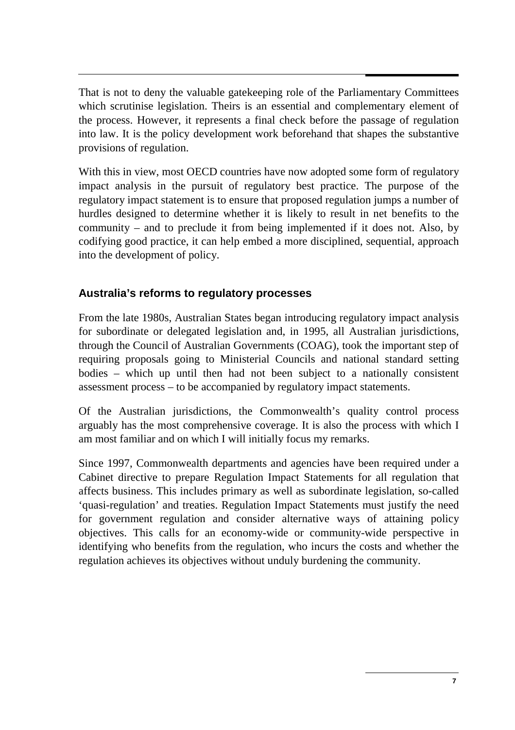That is not to deny the valuable gatekeeping role of the Parliamentary Committees which scrutinise legislation. Theirs is an essential and complementary element of the process. However, it represents a final check before the passage of regulation into law. It is the policy development work beforehand that shapes the substantive provisions of regulation.

With this in view, most OECD countries have now adopted some form of regulatory impact analysis in the pursuit of regulatory best practice. The purpose of the regulatory impact statement is to ensure that proposed regulation jumps a number of hurdles designed to determine whether it is likely to result in net benefits to the community – and to preclude it from being implemented if it does not. Also, by codifying good practice, it can help embed a more disciplined, sequential, approach into the development of policy.

### Australia's reforms to regulatory processes

From the late 1980s, Australian States began introducing regulatory impact analysis for subordinate or delegated legislation and, in 1995, all Australian jurisdictions, through the Council of Australian Governments (COAG), took the important step of requiring proposals going to Ministerial Councils and national standard setting bodies – which up until then had not been subject to a nationally consistent assessment process – to be accompanied by regulatory impact statements.

Of the Australian jurisdictions, the Commonwealth's quality control process arguably has the most comprehensive coverage. It is also the process with which I am most familiar and on which I will initially focus my remarks.

Since 1997, Commonwealth departments and agencies have been required under a Cabinet directive to prepare Regulation Impact Statements for all regulation that affects business. This includes primary as well as subordinate legislation, so-called 'quasi-regulation' and treaties. Regulation Impact Statements must justify the need for government regulation and consider alternative ways of attaining policy objectives. This calls for an economy-wide or community-wide perspective in identifying who benefits from the regulation, who incurs the costs and whether the regulation achieves its objectives without unduly burdening the community.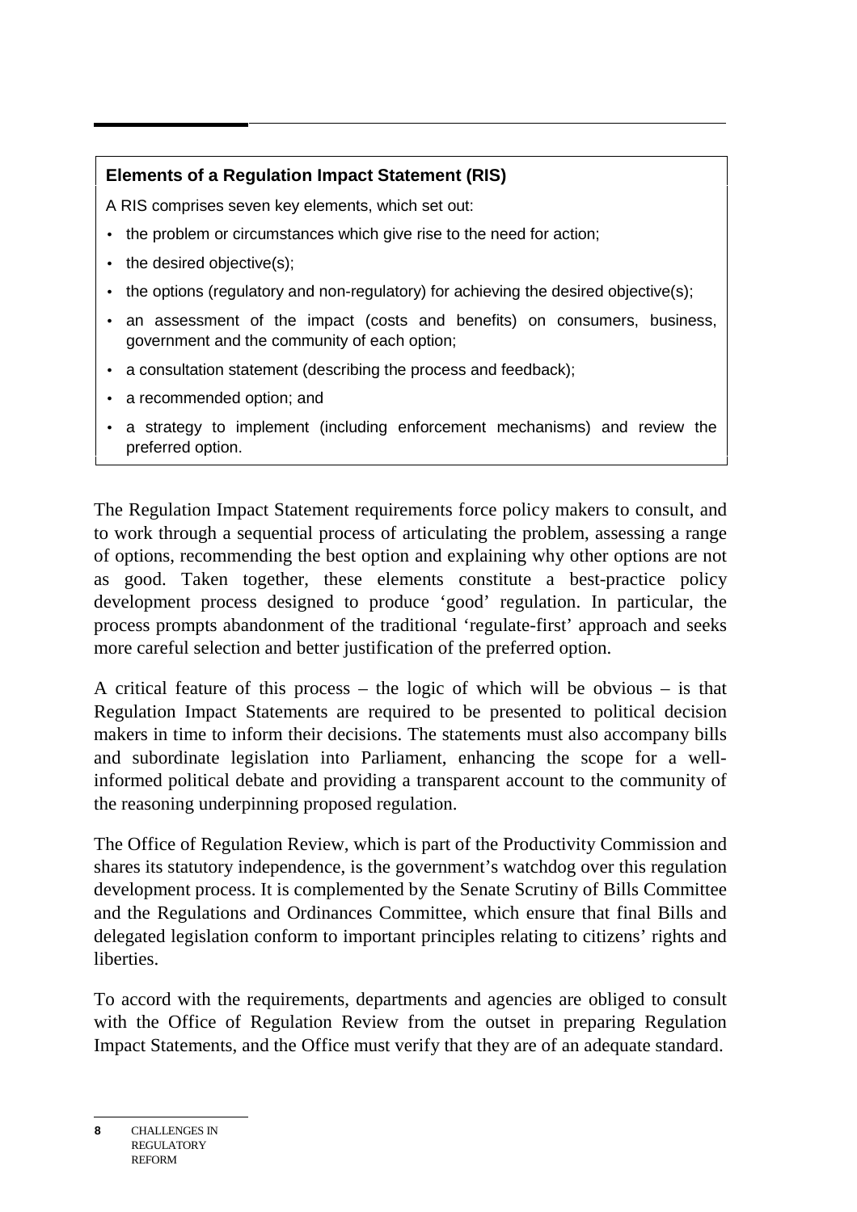**Elements of a Regulation Impact Statement (RIS)**

A RIS comprises seven key elements, which set out:

- the problem or circumstances which give rise to the need for action;
- the desired objective(s);
- the options (regulatory and non-regulatory) for achieving the desired objective(s);
- an assessment of the impact (costs and benefits) on consumers, business, government and the community of each option;
- a consultation statement (describing the process and feedback);
- a recommended option; and
- a strategy to implement (including enforcement mechanisms) and review the preferred option.

The Regulation Impact Statement requirements force policy makers to consult, and to work through a sequential process of articulating the problem, assessing a range of options, recommending the best option and explaining why other options are not as good. Taken together, these elements constitute a best-practice policy development process designed to produce 'good' regulation. In particular, the process prompts abandonment of the traditional 'regulate-first' approach and seeks more careful selection and better justification of the preferred option.

A critical feature of this process – the logic of which will be obvious – is that Regulation Impact Statements are required to be presented to political decision makers in time to inform their decisions. The statements must also accompany bills and subordinate legislation into Parliament, enhancing the scope for a well-informed political debate and providing a transparent account to the community of the reasoning underpinning proposed regulation.

The Office of Regulation Review, which is part of the Productivity Commission and shares its statutory independence, is the government's watchdog over this regulation development process. It is complemented by the Senate Scrutiny of Bills Committee and the Regulations and Ordinances Committee, which ensure that final Bills and delegated legislation conform to important principles relating to citizens' rights and liberties.

To accord with the requirements, departments and agencies are obliged to consult with the Office of Regulation Review from the outset in preparing Regulation Impact Statements, and the Office must verify that they are of an adequate standard.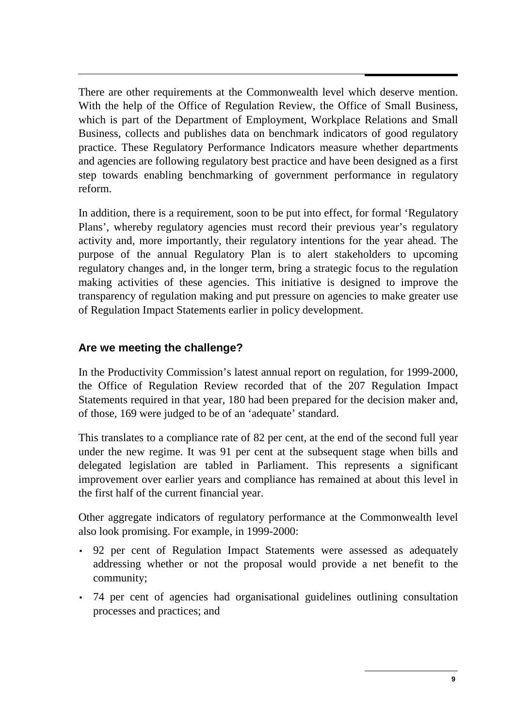There are other requirements at the Commonwealth level which deserve mention. With the help of the Office of Regulation Review, the Office of Small Business, which is part of the Department of Employment, Workplace Relations and Small Business, collects and publishes data on benchmark indicators of good regulatory practice. These Regulatory Performance Indicators measure whether departments and agencies are following regulatory best practice and have been designed as a first step towards enabling benchmarking of government performance in regulatory reform.

In addition, there is a requirement, soon to be put into effect, for formal 'Regulatory Plans', whereby regulatory agencies must record their previous year's regulatory activity and, more importantly, their regulatory intentions for the year ahead. The purpose of the annual Regulatory Plan is to alert stakeholders to upcoming regulatory changes and, in the longer term, bring a strategic focus to the regulation making activities of these agencies. This initiative is designed to improve the transparency of regulation making and put pressure on agencies to make greater use of Regulation Impact Statements earlier in policy development.

### Are we meeting the challenge?

In the Productivity Commission's latest annual report on regulation, for 1999-2000, the Office of Regulation Review recorded that of the 207 Regulation Impact Statements required in that year, 180 had been prepared for the decision maker and, of those, 169 were judged to be of an 'adequate' standard.

This translates to a compliance rate of 82 per cent, at the end of the second full year under the new regime. It was 91 per cent at the subsequent stage when bills and delegated legislation are tabled in Parliament. This represents a significant improvement over earlier years and compliance has remained at about this level in the first half of the current financial year.

Other aggregate indicators of regulatory performance at the Commonwealth level also look promising. For example, in 1999-2000:

- 92 per cent of Regulation Impact Statements were assessed as adequately addressing whether or not the proposal would provide a net benefit to the community;
- 74 per cent of agencies had organisational guidelines outlining consultation processes and practices; and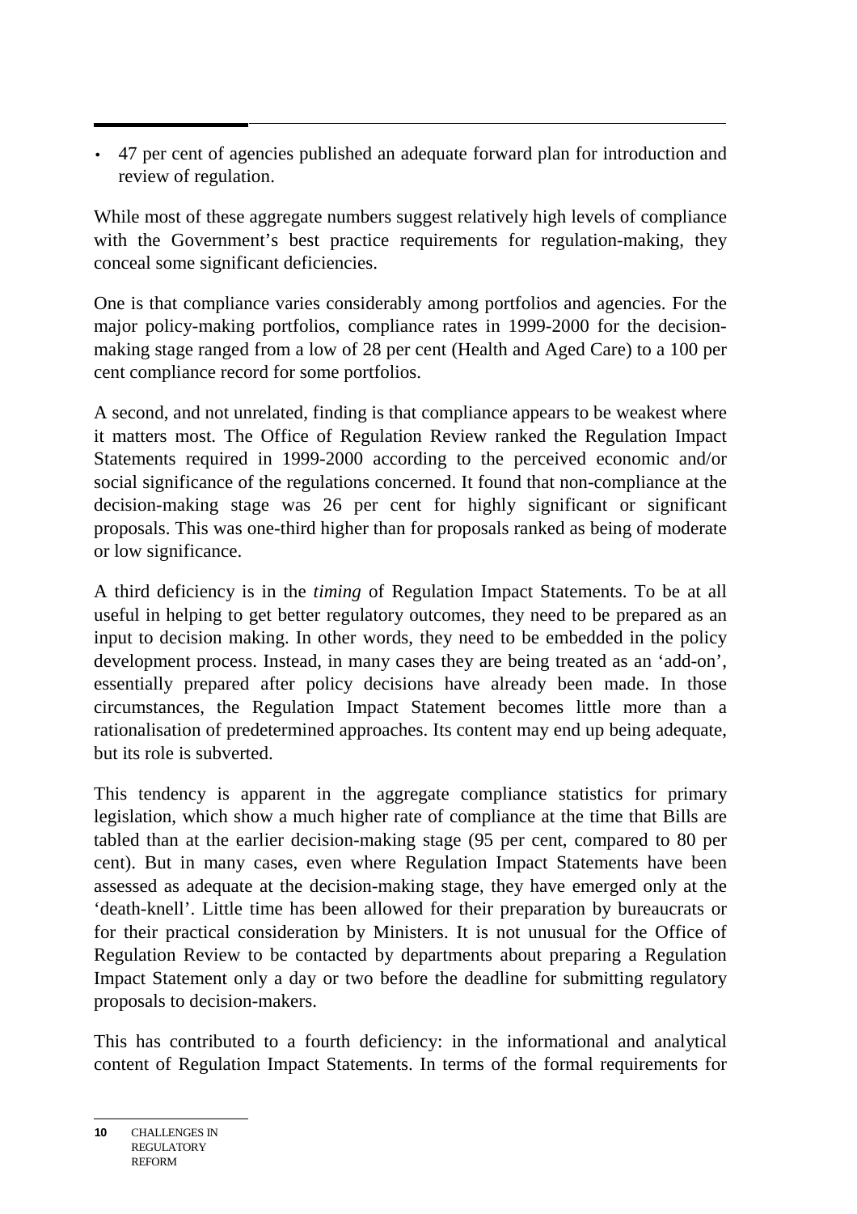- 47 per cent of agencies published an adequate forward plan for introduction and review of regulation.

While most of these aggregate numbers suggest relatively high levels of compliance with the Government's best practice requirements for regulation-making, they conceal some significant deficiencies.

One is that compliance varies considerably among portfolios and agencies. For the major policy-making portfolios, compliance rates in 1999-2000 for the decision-making stage ranged from a low of 28 per cent (Health and Aged Care) to a 100 per cent compliance record for some portfolios.

A second, and not unrelated, finding is that compliance appears to be weakest where it matters most. The Office of Regulation Review ranked the Regulation Impact Statements required in 1999-2000 according to the perceived economic and/or social significance of the regulations concerned. It found that non-compliance at the decision-making stage was 26 per cent for highly significant or significant proposals. This was one-third higher than for proposals ranked as being of moderate or low significance.

A third deficiency is in the *timing* of Regulation Impact Statements. To be at all useful in helping to get better regulatory outcomes, they need to be prepared as an input to decision making. In other words, they need to be embedded in the policy development process. Instead, in many cases they are being treated as an 'add-on', essentially prepared after policy decisions have already been made. In those circumstances, the Regulation Impact Statement becomes little more than a rationalisation of predetermined approaches. Its content may end up being adequate, but its role is subverted.

This tendency is apparent in the aggregate compliance statistics for primary legislation, which show a much higher rate of compliance at the time that Bills are tabled than at the earlier decision-making stage (95 per cent, compared to 80 per cent). But in many cases, even where Regulation Impact Statements have been assessed as adequate at the decision-making stage, they have emerged only at the 'death-knell'. Little time has been allowed for their preparation by bureaucrats or for their practical consideration by Ministers. It is not unusual for the Office of Regulation Review to be contacted by departments about preparing a Regulation Impact Statement only a day or two before the deadline for submitting regulatory proposals to decision-makers.

This has contributed to a fourth deficiency: in the informational and analytical content of Regulation Impact Statements. In terms of the formal requirements for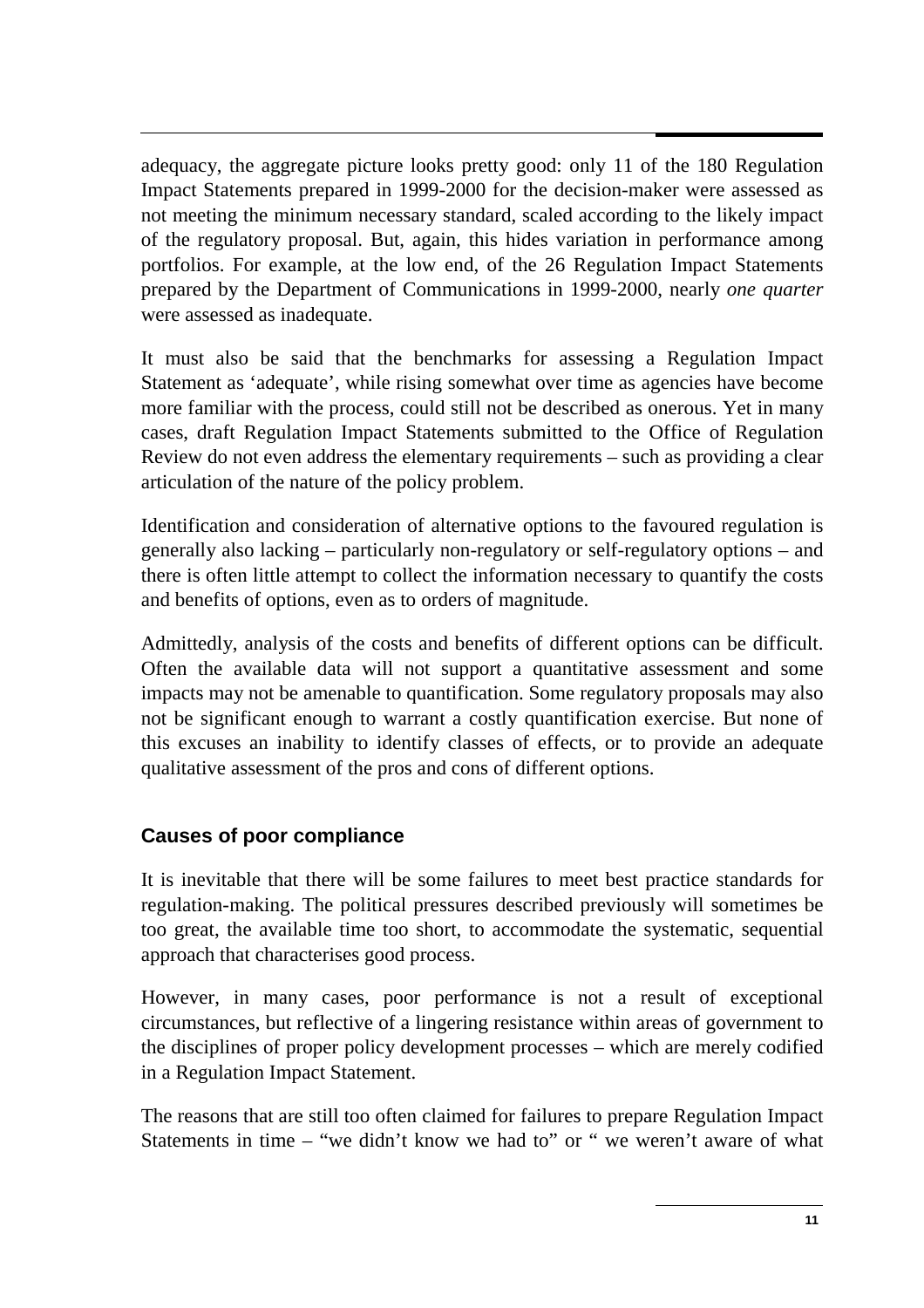adequacy, the aggregate picture looks pretty good: only 11 of the 180 Regulation Impact Statements prepared in 1999-2000 for the decision-maker were assessed as not meeting the minimum necessary standard, scaled according to the likely impact of the regulatory proposal. But, again, this hides variation in performance among portfolios. For example, at the low end, of the 26 Regulation Impact Statements prepared by the Department of Communications in 1999-2000, nearly *one quarter* were assessed as inadequate.

It must also be said that the benchmarks for assessing a Regulation Impact Statement as 'adequate', while rising somewhat over time as agencies have become more familiar with the process, could still not be described as onerous. Yet in many cases, draft Regulation Impact Statements submitted to the Office of Regulation Review do not even address the elementary requirements – such as providing a clear articulation of the nature of the policy problem.

Identification and consideration of alternative options to the favoured regulation is generally also lacking – particularly non-regulatory or self-regulatory options – and there is often little attempt to collect the information necessary to quantify the costs and benefits of options, even as to orders of magnitude.

Admittedly, analysis of the costs and benefits of different options can be difficult. Often the available data will not support a quantitative assessment and some impacts may not be amenable to quantification. Some regulatory proposals may also not be significant enough to warrant a costly quantification exercise. But none of this excuses an inability to identify classes of effects, or to provide an adequate qualitative assessment of the pros and cons of different options.

### Causes of poor compliance

It is inevitable that there will be some failures to meet best practice standards for regulation-making. The political pressures described previously will sometimes be too great, the available time too short, to accommodate the systematic, sequential approach that characterises good process.

However, in many cases, poor performance is not a result of exceptional circumstances, but reflective of a lingering resistance within areas of government to the disciplines of proper policy development processes – which are merely codified in a Regulation Impact Statement.

The reasons that are still too often claimed for failures to prepare Regulation Impact Statements in time – "we didn't know we had to" or " we weren't aware of what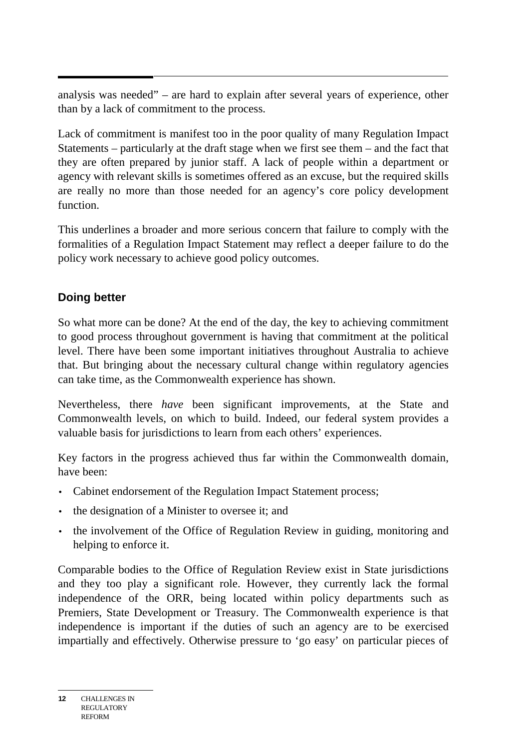analysis was needed" – are hard to explain after several years of experience, other than by a lack of commitment to the process.

Lack of commitment is manifest too in the poor quality of many Regulation Impact Statements – particularly at the draft stage when we first see them – and the fact that they are often prepared by junior staff. A lack of people within a department or agency with relevant skills is sometimes offered as an excuse, but the required skills are really no more than those needed for an agency's core policy development function.

This underlines a broader and more serious concern that failure to comply with the formalities of a Regulation Impact Statement may reflect a deeper failure to do the policy work necessary to achieve good policy outcomes.

## Doing better

So what more can be done? At the end of the day, the key to achieving commitment to good process throughout government is having that commitment at the political level. There have been some important initiatives throughout Australia to achieve that. But bringing about the necessary cultural change within regulatory agencies can take time, as the Commonwealth experience has shown.

Nevertheless, there *have* been significant improvements, at the State and Commonwealth levels, on which to build. Indeed, our federal system provides a valuable basis for jurisdictions to learn from each others' experiences.

Key factors in the progress achieved thus far within the Commonwealth domain, have been:

- Cabinet endorsement of the Regulation Impact Statement process;
- the designation of a Minister to oversee it; and
- the involvement of the Office of Regulation Review in guiding, monitoring and helping to enforce it.

Comparable bodies to the Office of Regulation Review exist in State jurisdictions and they too play a significant role. However, they currently lack the formal independence of the ORR, being located within policy departments such as Premiers, State Development or Treasury. The Commonwealth experience is that independence is important if the duties of such an agency are to be exercised impartially and effectively. Otherwise pressure to 'go easy' on particular pieces of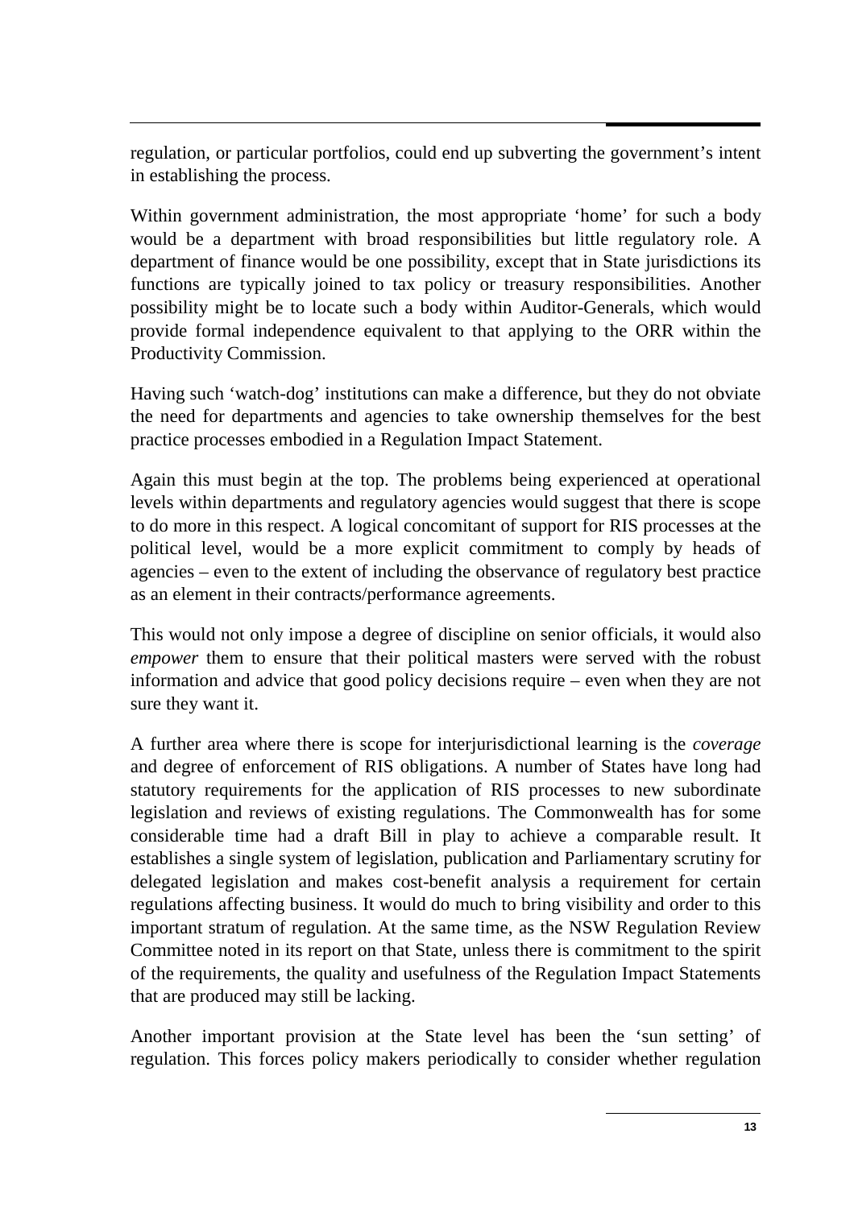regulation, or particular portfolios, could end up subverting the government's intent in establishing the process.

Within government administration, the most appropriate 'home' for such a body would be a department with broad responsibilities but little regulatory role. A department of finance would be one possibility, except that in State jurisdictions its functions are typically joined to tax policy or treasury responsibilities. Another possibility might be to locate such a body within Auditor-Generals, which would provide formal independence equivalent to that applying to the ORR within the Productivity Commission.

Having such 'watch-dog' institutions can make a difference, but they do not obviate the need for departments and agencies to take ownership themselves for the best practice processes embodied in a Regulation Impact Statement.

Again this must begin at the top. The problems being experienced at operational levels within departments and regulatory agencies would suggest that there is scope to do more in this respect. A logical concomitant of support for RIS processes at the political level, would be a more explicit commitment to comply by heads of agencies – even to the extent of including the observance of regulatory best practice as an element in their contracts/performance agreements.

This would not only impose a degree of discipline on senior officials, it would also *empower* them to ensure that their political masters were served with the robust information and advice that good policy decisions require – even when they are not sure they want it.

A further area where there is scope for interjurisdictional learning is the *coverage* and degree of enforcement of RIS obligations. A number of States have long had statutory requirements for the application of RIS processes to new subordinate legislation and reviews of existing regulations. The Commonwealth has for some considerable time had a draft Bill in play to achieve a comparable result. It establishes a single system of legislation, publication and Parliamentary scrutiny for delegated legislation and makes cost-benefit analysis a requirement for certain regulations affecting business. It would do much to bring visibility and order to this important stratum of regulation. At the same time, as the NSW Regulation Review Committee noted in its report on that State, unless there is commitment to the spirit of the requirements, the quality and usefulness of the Regulation Impact Statements that are produced may still be lacking.

Another important provision at the State level has been the 'sun setting' of regulation. This forces policy makers periodically to consider whether regulation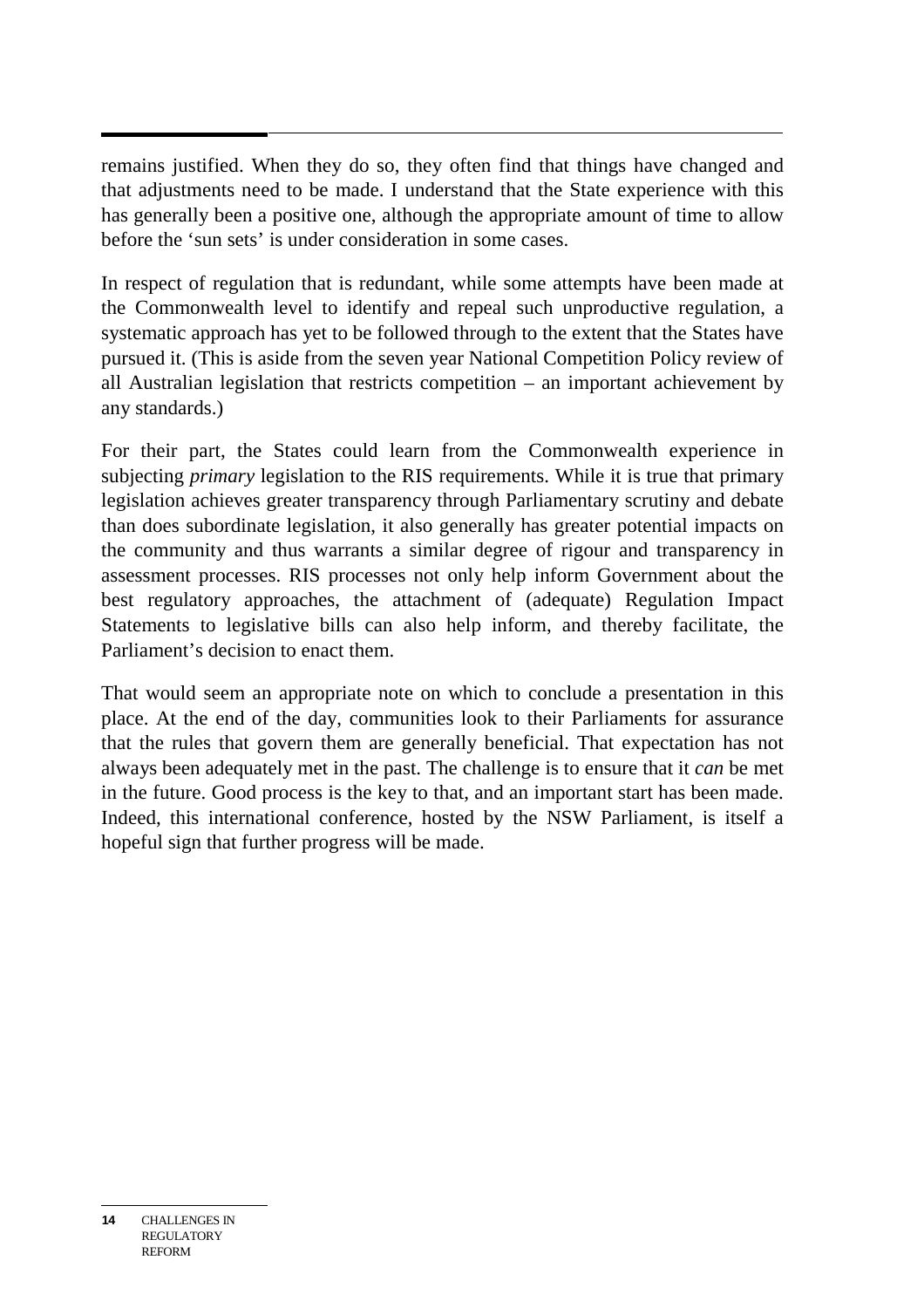remains justified. When they do so, they often find that things have changed and that adjustments need to be made. I understand that the State experience with this has generally been a positive one, although the appropriate amount of time to allow before the 'sun sets' is under consideration in some cases.

In respect of regulation that is redundant, while some attempts have been made at the Commonwealth level to identify and repeal such unproductive regulation, a systematic approach has yet to be followed through to the extent that the States have pursued it. (This is aside from the seven year National Competition Policy review of all Australian legislation that restricts competition – an important achievement by any standards.)

For their part, the States could learn from the Commonwealth experience in subjecting *primary* legislation to the RIS requirements. While it is true that primary legislation achieves greater transparency through Parliamentary scrutiny and debate than does subordinate legislation, it also generally has greater potential impacts on the community and thus warrants a similar degree of rigour and transparency in assessment processes. RIS processes not only help inform Government about the best regulatory approaches, the attachment of (adequate) Regulation Impact Statements to legislative bills can also help inform, and thereby facilitate, the Parliament's decision to enact them.

That would seem an appropriate note on which to conclude a presentation in this place. At the end of the day, communities look to their Parliaments for assurance that the rules that govern them are generally beneficial. That expectation has not always been adequately met in the past. The challenge is to ensure that it *can* be met in the future. Good process is the key to that, and an important start has been made. Indeed, this international conference, hosted by the NSW Parliament, is itself a hopeful sign that further progress will be made.